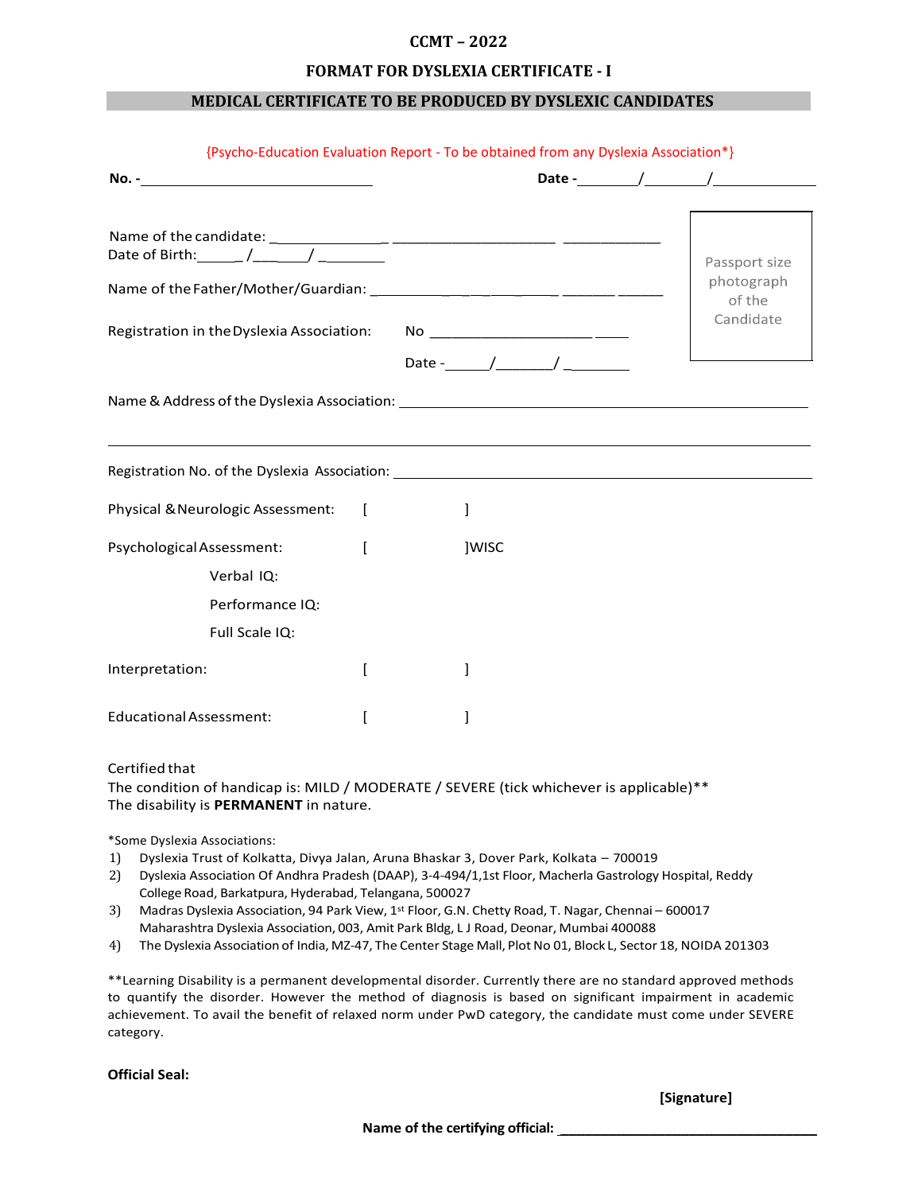# CCMT – 2022

## FORMAT FOR DYSLEXIA CERTIFICATE - I

## MEDICAL CERTIFICATE TO BE PRODUCED BY DYSLEXIC CANDIDATES

{Psycho-Education Evaluation Report - To be obtained from any Dyslexia Association*}

**No. -**_______________________________ **Date -**________/________/_____________

Name of the candidate: ______________ ____________________ ____________

Date of Birth:______ /_______/ ________

Name of the Father/Mother/Guardian: ___________________________ ______ ______

Registration in the Dyslexia Association: No ____________________ _____

Date -______/_______/ ________

Passport size photograph of the Candidate

Name & Address of the Dyslexia Association: ____________________________________________

____________________________________________________________________________

Registration No. of the Dyslexia Association: ___________________________________________

Physical & Neurologic Assessment: [ ]

Psychological Assessment: [ ]WISC

Verbal IQ:

Performance IQ:

Full Scale IQ:

Interpretation: [ ]

Educational Assessment: [ ]

Certified that
The condition of handicap is: MILD / MODERATE / SEVERE (tick whichever is applicable)**
The disability is **PERMANENT** in nature.

*Some Dyslexia Associations:

1) Dyslexia Trust of Kolkatta, Divya Jalan, Aruna Bhaskar 3, Dover Park, Kolkata – 700019
2) Dyslexia Association Of Andhra Pradesh (DAAP), 3-4-494/1,1st Floor, Macherla Gastrology Hospital, Reddy College Road, Barkatpura, Hyderabad, Telangana, 500027
3) Madras Dyslexia Association, 94 Park View, 1st Floor, G.N. Chetty Road, T. Nagar, Chennai – 600017
   Maharashtra Dyslexia Association, 003, Amit Park Bldg, L J Road, Deonar, Mumbai 400088
4) The Dyslexia Association of India, MZ-47, The Center Stage Mall, Plot No 01, Block L, Sector 18, NOIDA 201303

**Learning Disability is a permanent developmental disorder. Currently there are no standard approved methods to quantify the disorder. However the method of diagnosis is based on significant impairment in academic achievement. To avail the benefit of relaxed norm under PwD category, the candidate must come under SEVERE category.

**Official Seal:**

**[Signature]**

**Name of the certifying official:** ___________________________________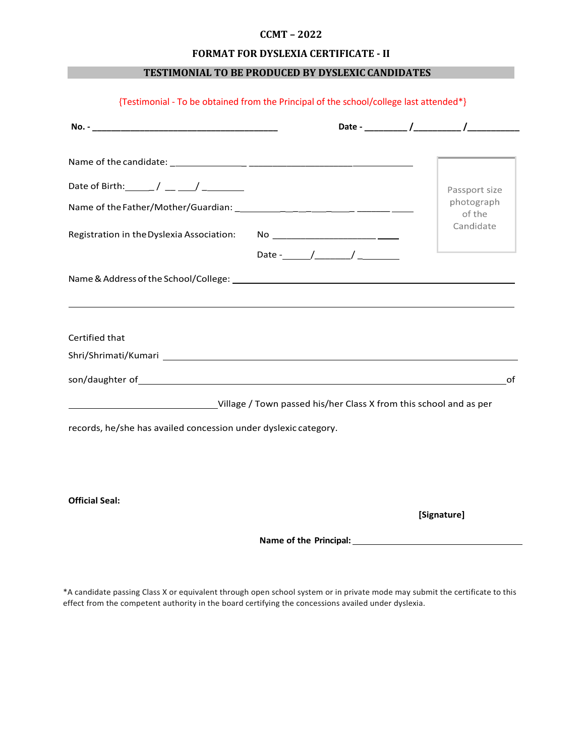**CCMT – 2022**

**FORMAT FOR DYSLEXIA CERTIFICATE - II**

**TESTIMONIAL TO BE PRODUCED BY DYSLEXIC CANDIDATES**

{Testimonial - To be obtained from the Principal of the school/college last attended*}

**No. - ______________________________________** **Date - ________ /_________ /__________**

Name of the candidate: ____________________________________________

Date of Birth:______/ ______/ ________

Name of the Father/Mother/Guardian: ______________________________

Registration in the Dyslexia Association: No ________________________

Date -______/_______/ ________

Passport size photograph of the Candidate

Name & Address of the School/College: ____________________________________________

______________________________________________________________________________

Certified that

Shri/Shrimati/Kumari ____________________________________________________________

son/daughter of ______________________________________________________________ of

______________________________ Village / Town passed his/her Class X from this school and as per records, he/she has availed concession under dyslexic category.

**Official Seal:**

**[Signature]**

**Name of the Principal:** ________________________________

*A candidate passing Class X or equivalent through open school system or in private mode may submit the certificate to this effect from the competent authority in the board certifying the concessions availed under dyslexia.